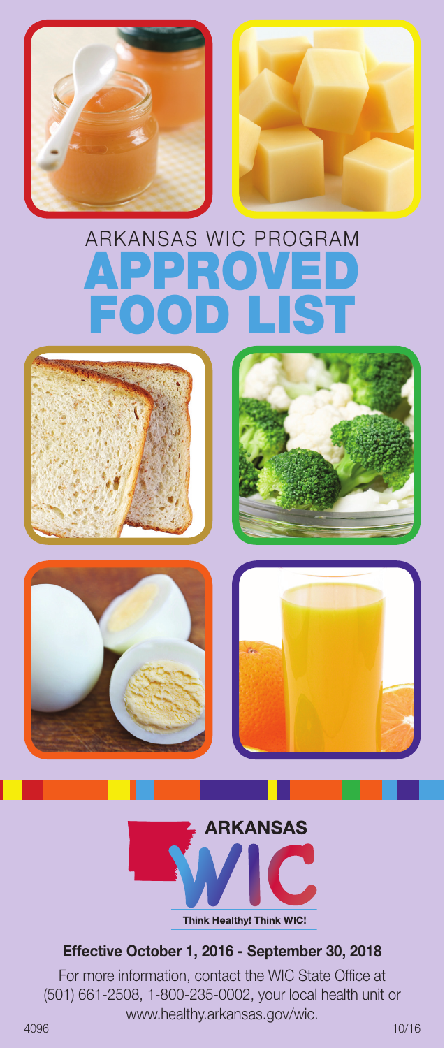# ARKANSAS WIC PROGRAM

# APPROVED FOOD LIST

**ARKANSAS WIC**

**Think Healthy! Think WIC!**

**Effective October 1, 2016 - September 30, 2018**

For more information, contact the WIC State Office at (501) 661-2508, 1-800-235-0002, your local health unit or www.healthy.arkansas.gov/wic.

4096 10/16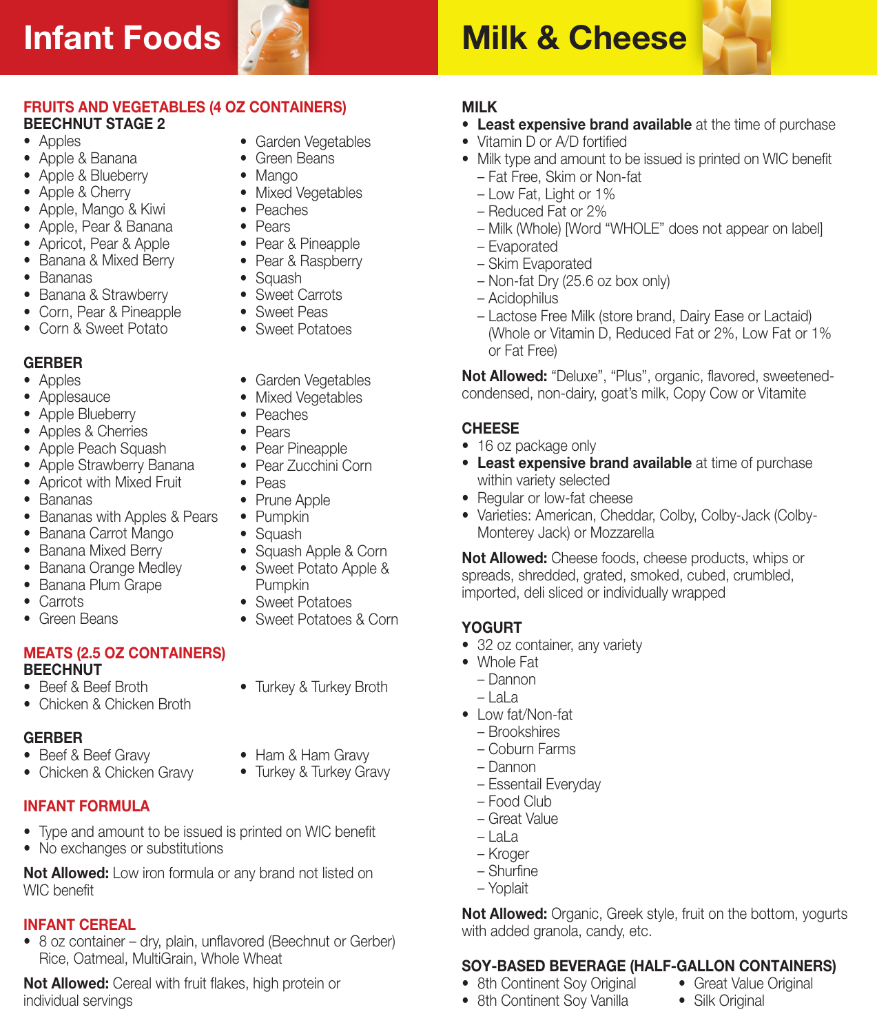# Infant Foods

## FRUITS AND VEGETABLES (4 OZ CONTAINERS)

### BEECHNUT STAGE 2

- Apples
- Apple & Banana
- Apple & Blueberry
- Apple & Cherry
- Apple, Mango & Kiwi
- Apple, Pear & Banana
- Apricot, Pear & Apple
- Banana & Mixed Berry
- Bananas
- Banana & Strawberry
- Corn, Pear & Pineapple
- Corn & Sweet Potato
- Garden Vegetables
- Green Beans
- Mango
- Mixed Vegetables
- Peaches
- Pears
- Pear & Pineapple
- Pear & Raspberry
- Squash
- Sweet Carrots
- Sweet Peas
- Sweet Potatoes

### GERBER

- Apples
- Applesauce
- Apple Blueberry
- Apples & Cherries
- Apple Peach Squash
- Apple Strawberry Banana
- Apricot with Mixed Fruit
- Bananas
- Bananas with Apples & Pears
- Banana Carrot Mango
- Banana Mixed Berry
- Banana Orange Medley
- Banana Plum Grape
- Carrots
- Green Beans
- Garden Vegetables
- Mixed Vegetables
- Peaches
- Pears
- Pear Pineapple
- Pear Zucchini Corn
- Peas
- Prune Apple
- Pumpkin
- Squash
- Squash Apple & Corn
- Sweet Potato Apple & Pumpkin
- Sweet Potatoes
- Sweet Potatoes & Corn

## MEATS (2.5 OZ CONTAINERS)

### BEECHNUT

- Beef & Beef Broth
- Chicken & Chicken Broth
- Turkey & Turkey Broth

### GERBER

- Beef & Beef Gravy
- Chicken & Chicken Gravy
- Ham & Ham Gravy
- Turkey & Turkey Gravy

## INFANT FORMULA

- Type and amount to be issued is printed on WIC benefit
- No exchanges or substitutions

**Not Allowed:** Low iron formula or any brand not listed on WIC benefit

## INFANT CEREAL

- 8 oz container – dry, plain, unflavored (Beechnut or Gerber) Rice, Oatmeal, MultiGrain, Whole Wheat

**Not Allowed:** Cereal with fruit flakes, high protein or individual servings

# Milk & Cheese

## MILK

- **Least expensive brand available** at the time of purchase
- Vitamin D or A/D fortified
- Milk type and amount to be issued is printed on WIC benefit
  - Fat Free, Skim or Non-fat
  - Low Fat, Light or 1%
  - Reduced Fat or 2%
  - Milk (Whole) [Word "WHOLE" does not appear on label]
  - Evaporated
  - Skim Evaporated
  - Non-fat Dry (25.6 oz box only)
  - Acidophilus
  - Lactose Free Milk (store brand, Dairy Ease or Lactaid) (Whole or Vitamin D, Reduced Fat or 2%, Low Fat or 1% or Fat Free)

**Not Allowed:** "Deluxe", "Plus", organic, flavored, sweetened-condensed, non-dairy, goat's milk, Copy Cow or Vitamite

## CHEESE

- 16 oz package only
- **Least expensive brand available** at time of purchase within variety selected
- Regular or low-fat cheese
- Varieties: American, Cheddar, Colby, Colby-Jack (Colby-Monterey Jack) or Mozzarella

**Not Allowed:** Cheese foods, cheese products, whips or spreads, shredded, grated, smoked, cubed, crumbled, imported, deli sliced or individually wrapped

## YOGURT

- 32 oz container, any variety
- Whole Fat
  - Dannon
  - LaLa
- Low fat/Non-fat
  - Brookshires
  - Coburn Farms
  - Dannon
  - Essentail Everyday
  - Food Club
  - Great Value
  - LaLa
  - Kroger
  - Shurfine
  - Yoplait

**Not Allowed:** Organic, Greek style, fruit on the bottom, yogurts with added granola, candy, etc.

## SOY-BASED BEVERAGE (HALF-GALLON CONTAINERS)

- 8th Continent Soy Original
- 8th Continent Soy Vanilla
- Great Value Original
- Silk Original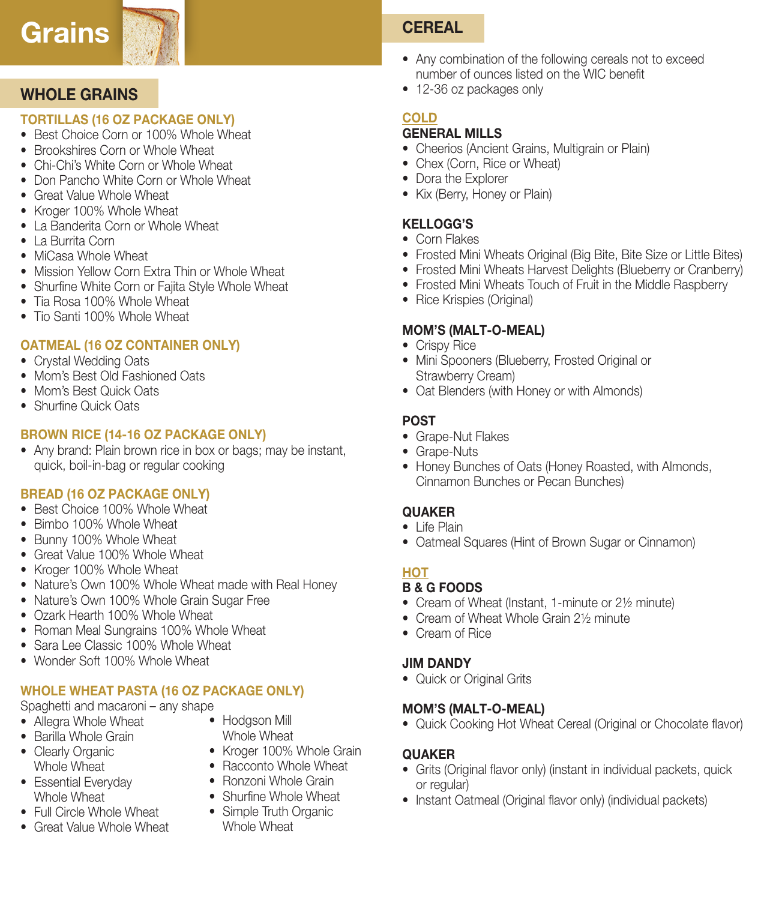# Grains

## WHOLE GRAINS

### TORTILLAS (16 OZ PACKAGE ONLY)

- Best Choice Corn or 100% Whole Wheat
- Brookshires Corn or Whole Wheat
- Chi-Chi's White Corn or Whole Wheat
- Don Pancho White Corn or Whole Wheat
- Great Value Whole Wheat
- Kroger 100% Whole Wheat
- La Banderita Corn or Whole Wheat
- La Burrita Corn
- MiCasa Whole Wheat
- Mission Yellow Corn Extra Thin or Whole Wheat
- Shurfine White Corn or Fajita Style Whole Wheat
- Tia Rosa 100% Whole Wheat
- Tio Santi 100% Whole Wheat

### OATMEAL (16 OZ CONTAINER ONLY)

- Crystal Wedding Oats
- Mom's Best Old Fashioned Oats
- Mom's Best Quick Oats
- Shurfine Quick Oats

### BROWN RICE (14-16 OZ PACKAGE ONLY)

- Any brand: Plain brown rice in box or bags; may be instant, quick, boil-in-bag or regular cooking

### BREAD (16 OZ PACKAGE ONLY)

- Best Choice 100% Whole Wheat
- Bimbo 100% Whole Wheat
- Bunny 100% Whole Wheat
- Great Value 100% Whole Wheat
- Kroger 100% Whole Wheat
- Nature's Own 100% Whole Wheat made with Real Honey
- Nature's Own 100% Whole Grain Sugar Free
- Ozark Hearth 100% Whole Wheat
- Roman Meal Sungrains 100% Whole Wheat
- Sara Lee Classic 100% Whole Wheat
- Wonder Soft 100% Whole Wheat

### WHOLE WHEAT PASTA (16 OZ PACKAGE ONLY)

Spaghetti and macaroni – any shape

- Allegra Whole Wheat
- Barilla Whole Grain
- Clearly Organic Whole Wheat
- Essential Everyday Whole Wheat
- Full Circle Whole Wheat
- Great Value Whole Wheat
- Hodgson Mill Whole Wheat
- Kroger 100% Whole Grain
- Racconto Whole Wheat
- Ronzoni Whole Grain
- Shurfine Whole Wheat
- Simple Truth Organic Whole Wheat

## CEREAL

- Any combination of the following cereals not to exceed number of ounces listed on the WIC benefit
- 12-36 oz packages only

### COLD

#### GENERAL MILLS

- Cheerios (Ancient Grains, Multigrain or Plain)
- Chex (Corn, Rice or Wheat)
- Dora the Explorer
- Kix (Berry, Honey or Plain)

#### KELLOGG'S

- Corn Flakes
- Frosted Mini Wheats Original (Big Bite, Bite Size or Little Bites)
- Frosted Mini Wheats Harvest Delights (Blueberry or Cranberry)
- Frosted Mini Wheats Touch of Fruit in the Middle Raspberry
- Rice Krispies (Original)

#### MOM'S (MALT-O-MEAL)

- Crispy Rice
- Mini Spooners (Blueberry, Frosted Original or Strawberry Cream)
- Oat Blenders (with Honey or with Almonds)

#### POST

- Grape-Nut Flakes
- Grape-Nuts
- Honey Bunches of Oats (Honey Roasted, with Almonds, Cinnamon Bunches or Pecan Bunches)

#### QUAKER

- Life Plain
- Oatmeal Squares (Hint of Brown Sugar or Cinnamon)

### HOT

#### B & G FOODS

- Cream of Wheat (Instant, 1-minute or 2½ minute)
- Cream of Wheat Whole Grain 2½ minute
- Cream of Rice

#### JIM DANDY

- Quick or Original Grits

#### MOM'S (MALT-O-MEAL)

- Quick Cooking Hot Wheat Cereal (Original or Chocolate flavor)

#### QUAKER

- Grits (Original flavor only) (instant in individual packets, quick or regular)
- Instant Oatmeal (Original flavor only) (individual packets)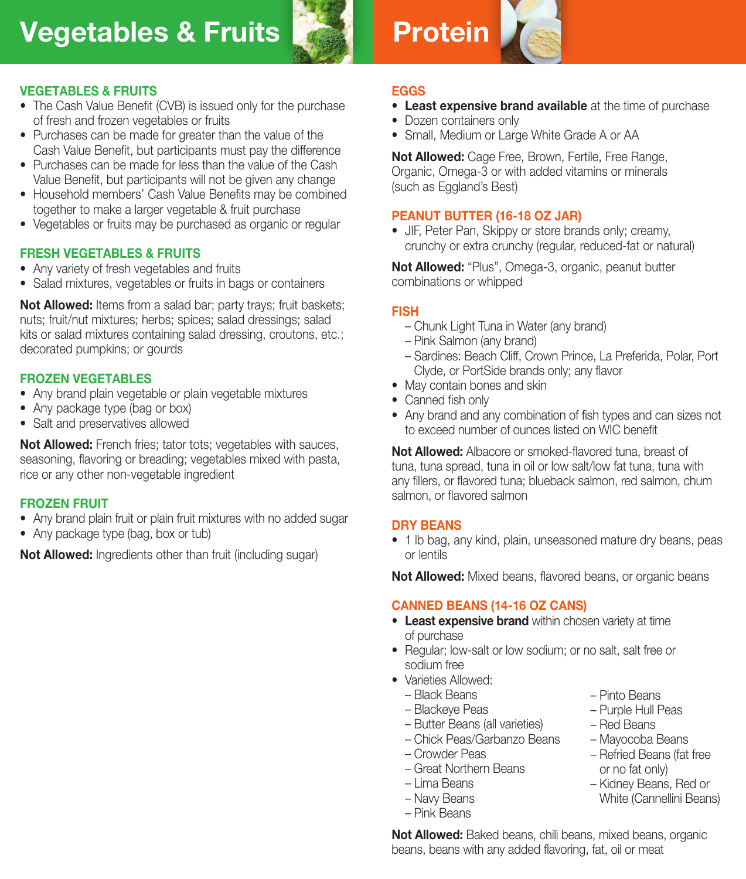# Vegetables & Fruits

## VEGETABLES & FRUITS

- The Cash Value Benefit (CVB) is issued only for the purchase of fresh and frozen vegetables or fruits
- Purchases can be made for greater than the value of the Cash Value Benefit, but participants must pay the difference
- Purchases can be made for less than the value of the Cash Value Benefit, but participants will not be given any change
- Household members' Cash Value Benefits may be combined together to make a larger vegetable & fruit purchase
- Vegetables or fruits may be purchased as organic or regular

## FRESH VEGETABLES & FRUITS

- Any variety of fresh vegetables and fruits
- Salad mixtures, vegetables or fruits in bags or containers

**Not Allowed:** Items from a salad bar; party trays; fruit baskets; nuts; fruit/nut mixtures; herbs; spices; salad dressings; salad kits or salad mixtures containing salad dressing, croutons, etc.; decorated pumpkins; or gourds

## FROZEN VEGETABLES

- Any brand plain vegetable or plain vegetable mixtures
- Any package type (bag or box)
- Salt and preservatives allowed

**Not Allowed:** French fries; tator tots; vegetables with sauces, seasoning, flavoring or breading; vegetables mixed with pasta, rice or any other non-vegetable ingredient

## FROZEN FRUIT

- Any brand plain fruit or plain fruit mixtures with no added sugar
- Any package type (bag, box or tub)

**Not Allowed:** Ingredients other than fruit (including sugar)

# Protein

## EGGS

- **Least expensive brand available** at the time of purchase
- Dozen containers only
- Small, Medium or Large White Grade A or AA

**Not Allowed:** Cage Free, Brown, Fertile, Free Range, Organic, Omega-3 or with added vitamins or minerals (such as Eggland's Best)

## PEANUT BUTTER (16-18 OZ JAR)

- JIF, Peter Pan, Skippy or store brands only; creamy, crunchy or extra crunchy (regular, reduced-fat or natural)

**Not Allowed:** "Plus", Omega-3, organic, peanut butter combinations or whipped

## FISH

- Chunk Light Tuna in Water (any brand)
- Pink Salmon (any brand)
- Sardines: Beach Cliff, Crown Prince, La Preferida, Polar, Port Clyde, or PortSide brands only; any flavor

- May contain bones and skin
- Canned fish only
- Any brand and any combination of fish types and can sizes not to exceed number of ounces listed on WIC benefit

**Not Allowed:** Albacore or smoked-flavored tuna, breast of tuna, tuna spread, tuna in oil or low salt/low fat tuna, tuna with any fillers, or flavored tuna; blueback salmon, red salmon, chum salmon, or flavored salmon

## DRY BEANS

- 1 lb bag, any kind, plain, unseasoned mature dry beans, peas or lentils

**Not Allowed:** Mixed beans, flavored beans, or organic beans

## CANNED BEANS (14-16 OZ CANS)

- **Least expensive brand** within chosen variety at time of purchase
- Regular; low-salt or low sodium; or no salt, salt free or sodium free
- Varieties Allowed:
  - Black Beans
  - Blackeye Peas
  - Butter Beans (all varieties)
  - Chick Peas/Garbanzo Beans
  - Crowder Peas
  - Great Northern Beans
  - Lima Beans
  - Navy Beans
  - Pink Beans
  - Pinto Beans
  - Purple Hull Peas
  - Red Beans
  - Mayocoba Beans
  - Refried Beans (fat free or no fat only)
  - Kidney Beans, Red or White (Cannellini Beans)

**Not Allowed:** Baked beans, chili beans, mixed beans, organic beans, beans with any added flavoring, fat, oil or meat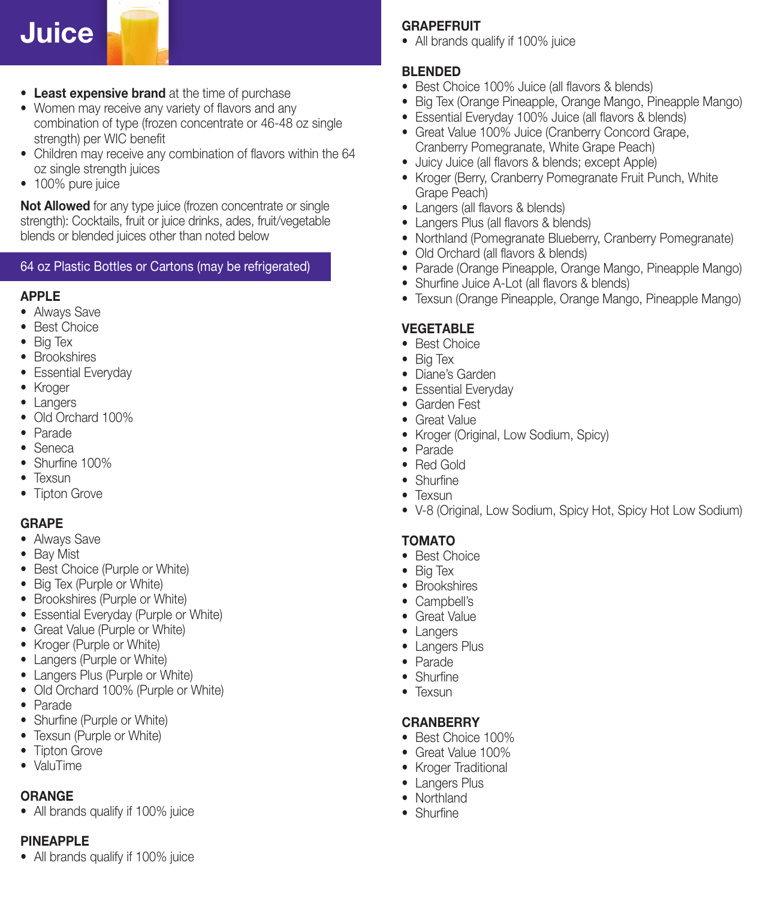# Juice

- **Least expensive brand** at the time of purchase
- Women may receive any variety of flavors and any combination of type (frozen concentrate or 46-48 oz single strength) per WIC benefit
- Children may receive any combination of flavors within the 64 oz single strength juices
- 100% pure juice

**Not Allowed** for any type juice (frozen concentrate or single strength): Cocktails, fruit or juice drinks, ades, fruit/vegetable blends or blended juices other than noted below

## 64 oz Plastic Bottles or Cartons (may be refrigerated)

### APPLE

- Always Save
- Best Choice
- Big Tex
- Brookshires
- Essential Everyday
- Kroger
- Langers
- Old Orchard 100%
- Parade
- Seneca
- Shurfine 100%
- Texsun
- Tipton Grove

### GRAPE

- Always Save
- Bay Mist
- Best Choice (Purple or White)
- Big Tex (Purple or White)
- Brookshires (Purple or White)
- Essential Everyday (Purple or White)
- Great Value (Purple or White)
- Kroger (Purple or White)
- Langers (Purple or White)
- Langers Plus (Purple or White)
- Old Orchard 100% (Purple or White)
- Parade
- Shurfine (Purple or White)
- Texsun (Purple or White)
- Tipton Grove
- ValuTime

### ORANGE

- All brands qualify if 100% juice

### PINEAPPLE

- All brands qualify if 100% juice

### GRAPEFRUIT

- All brands qualify if 100% juice

### BLENDED

- Best Choice 100% Juice (all flavors & blends)
- Big Tex (Orange Pineapple, Orange Mango, Pineapple Mango)
- Essential Everyday 100% Juice (all flavors & blends)
- Great Value 100% Juice (Cranberry Concord Grape, Cranberry Pomegranate, White Grape Peach)
- Juicy Juice (all flavors & blends; except Apple)
- Kroger (Berry, Cranberry Pomegranate Fruit Punch, White Grape Peach)
- Langers (all flavors & blends)
- Langers Plus (all flavors & blends)
- Northland (Pomegranate Blueberry, Cranberry Pomegranate)
- Old Orchard (all flavors & blends)
- Parade (Orange Pineapple, Orange Mango, Pineapple Mango)
- Shurfine Juice A-Lot (all flavors & blends)
- Texsun (Orange Pineapple, Orange Mango, Pineapple Mango)

### VEGETABLE

- Best Choice
- Big Tex
- Diane's Garden
- Essential Everyday
- Garden Fest
- Great Value
- Kroger (Original, Low Sodium, Spicy)
- Parade
- Red Gold
- Shurfine
- Texsun
- V-8 (Original, Low Sodium, Spicy Hot, Spicy Hot Low Sodium)

### TOMATO

- Best Choice
- Big Tex
- Brookshires
- Campbell's
- Great Value
- Langers
- Langers Plus
- Parade
- Shurfine
- Texsun

### CRANBERRY

- Best Choice 100%
- Great Value 100%
- Kroger Traditional
- Langers Plus
- Northland
- Shurfine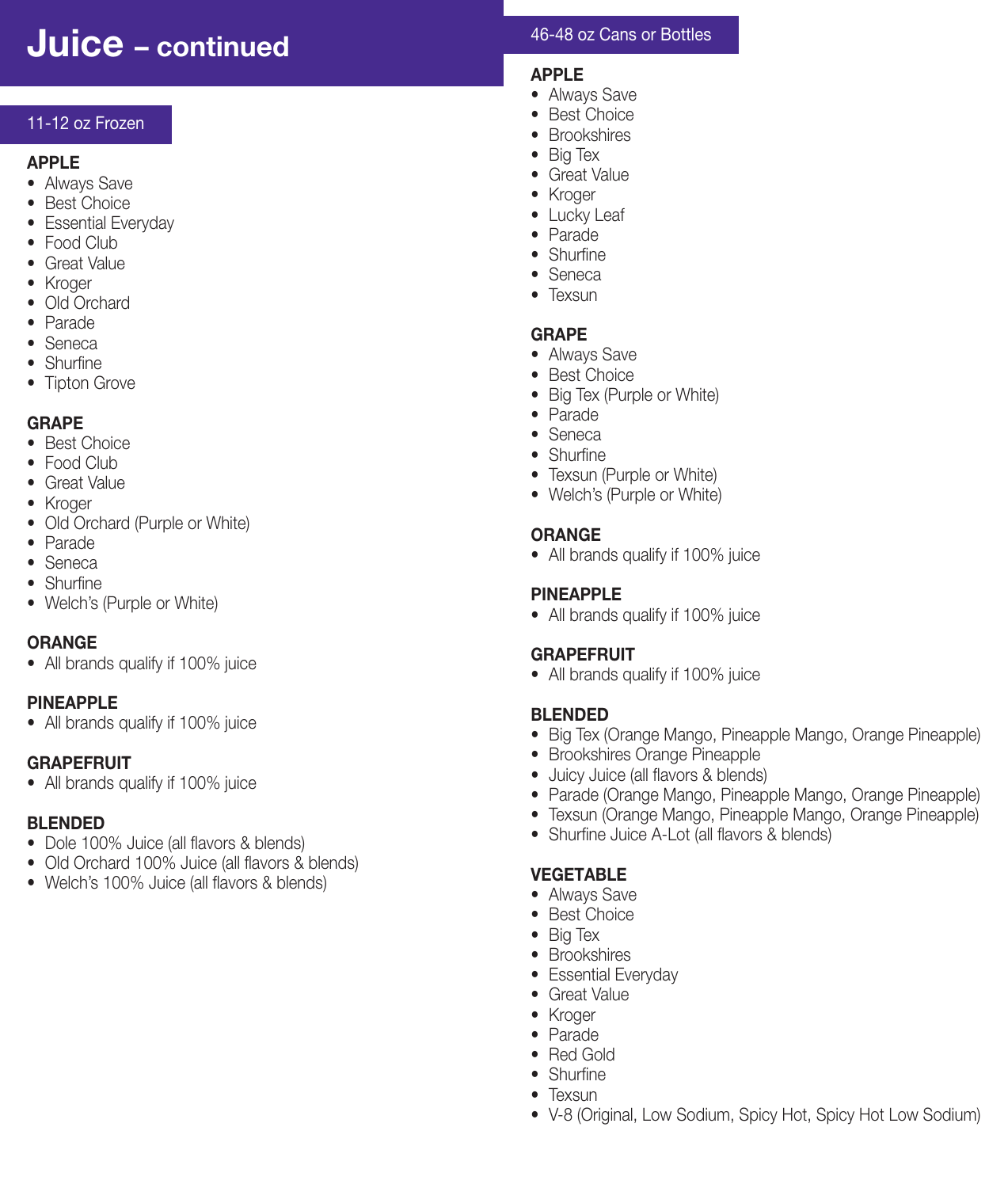# Juice – continued

## 11-12 oz Frozen

### APPLE
- Always Save
- Best Choice
- Essential Everyday
- Food Club
- Great Value
- Kroger
- Old Orchard
- Parade
- Seneca
- Shurfine
- Tipton Grove

### GRAPE
- Best Choice
- Food Club
- Great Value
- Kroger
- Old Orchard (Purple or White)
- Parade
- Seneca
- Shurfine
- Welch's (Purple or White)

### ORANGE
- All brands qualify if 100% juice

### PINEAPPLE
- All brands qualify if 100% juice

### GRAPEFRUIT
- All brands qualify if 100% juice

### BLENDED
- Dole 100% Juice (all flavors & blends)
- Old Orchard 100% Juice (all flavors & blends)
- Welch's 100% Juice (all flavors & blends)

## 46-48 oz Cans or Bottles

### APPLE
- Always Save
- Best Choice
- Brookshires
- Big Tex
- Great Value
- Kroger
- Lucky Leaf
- Parade
- Shurfine
- Seneca
- Texsun

### GRAPE
- Always Save
- Best Choice
- Big Tex (Purple or White)
- Parade
- Seneca
- Shurfine
- Texsun (Purple or White)
- Welch's (Purple or White)

### ORANGE
- All brands qualify if 100% juice

### PINEAPPLE
- All brands qualify if 100% juice

### GRAPEFRUIT
- All brands qualify if 100% juice

### BLENDED
- Big Tex (Orange Mango, Pineapple Mango, Orange Pineapple)
- Brookshires Orange Pineapple
- Juicy Juice (all flavors & blends)
- Parade (Orange Mango, Pineapple Mango, Orange Pineapple)
- Texsun (Orange Mango, Pineapple Mango, Orange Pineapple)
- Shurfine Juice A-Lot (all flavors & blends)

### VEGETABLE
- Always Save
- Best Choice
- Big Tex
- Brookshires
- Essential Everyday
- Great Value
- Kroger
- Parade
- Red Gold
- Shurfine
- Texsun
- V-8 (Original, Low Sodium, Spicy Hot, Spicy Hot Low Sodium)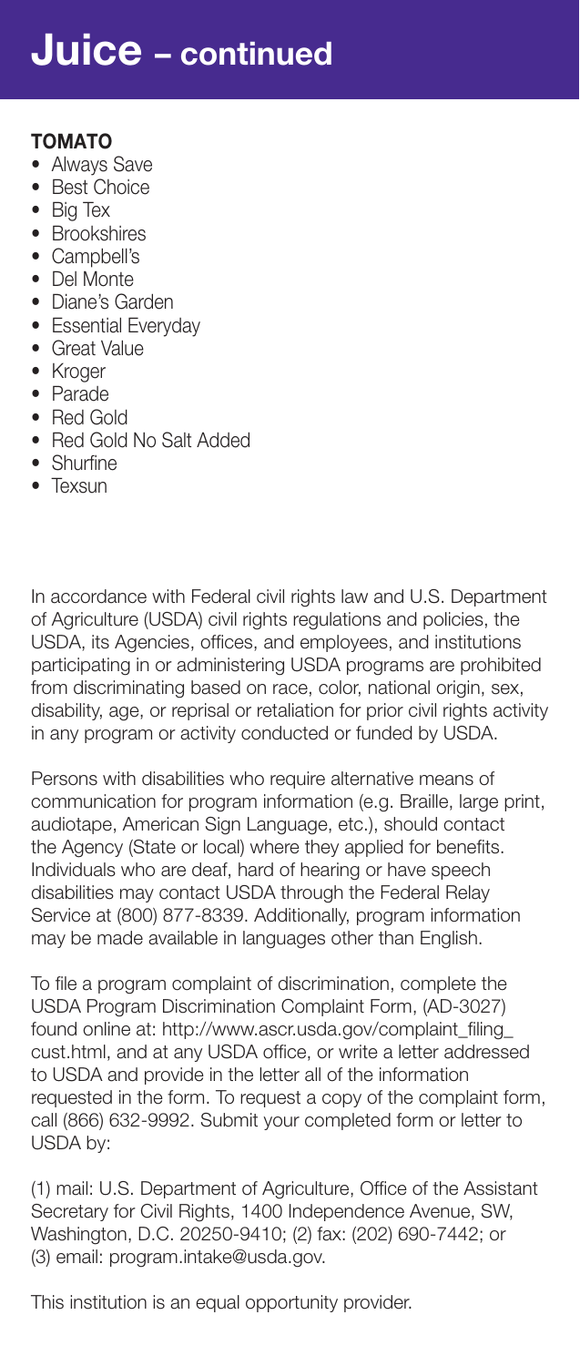# Juice – continued

**TOMATO**

- Always Save
- Best Choice
- Big Tex
- Brookshires
- Campbell's
- Del Monte
- Diane's Garden
- Essential Everyday
- Great Value
- Kroger
- Parade
- Red Gold
- Red Gold No Salt Added
- Shurfine
- Texsun

In accordance with Federal civil rights law and U.S. Department of Agriculture (USDA) civil rights regulations and policies, the USDA, its Agencies, offices, and employees, and institutions participating in or administering USDA programs are prohibited from discriminating based on race, color, national origin, sex, disability, age, or reprisal or retaliation for prior civil rights activity in any program or activity conducted or funded by USDA.

Persons with disabilities who require alternative means of communication for program information (e.g. Braille, large print, audiotape, American Sign Language, etc.), should contact the Agency (State or local) where they applied for benefits. Individuals who are deaf, hard of hearing or have speech disabilities may contact USDA through the Federal Relay Service at (800) 877-8339. Additionally, program information may be made available in languages other than English.

To file a program complaint of discrimination, complete the USDA Program Discrimination Complaint Form, (AD-3027) found online at: http://www.ascr.usda.gov/complaint_filing_cust.html, and at any USDA office, or write a letter addressed to USDA and provide in the letter all of the information requested in the form. To request a copy of the complaint form, call (866) 632-9992. Submit your completed form or letter to USDA by:

(1) mail: U.S. Department of Agriculture, Office of the Assistant Secretary for Civil Rights, 1400 Independence Avenue, SW, Washington, D.C. 20250-9410; (2) fax: (202) 690-7442; or (3) email: program.intake@usda.gov.

This institution is an equal opportunity provider.